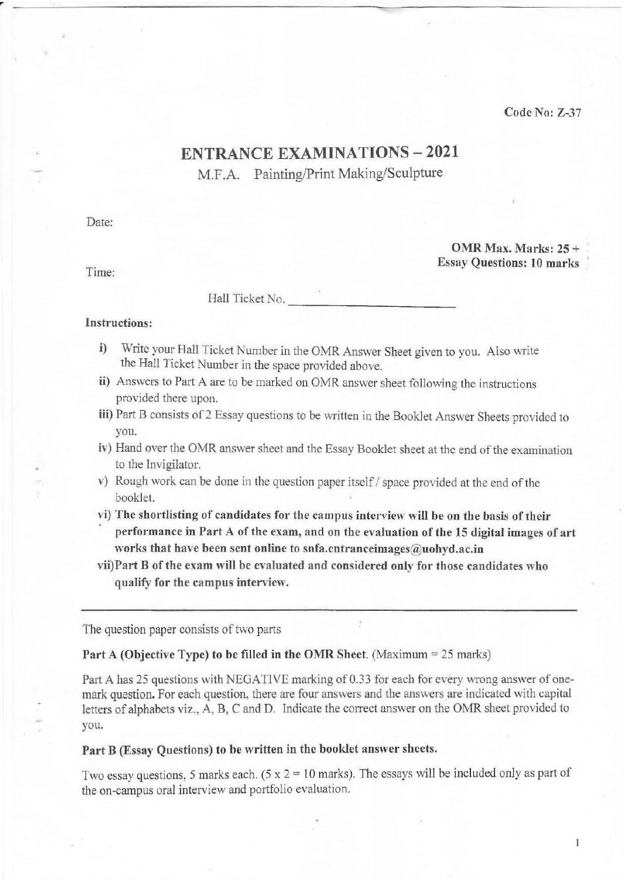Code No: Z-37

# ENTRANCE EXAMINATIONS – 2021

M.F.A. Painting/Print Making/Sculpture

Date:

**OMR Max. Marks: 25 +**
**Essay Questions: 10 marks**

Time:

Hall Ticket No. ______________________

**Instructions:**

i) Write your Hall Ticket Number in the OMR Answer Sheet given to you. Also write the Hall Ticket Number in the space provided above.

ii) Answers to Part A are to be marked on OMR answer sheet following the instructions provided there upon.

iii) Part B consists of 2 Essay questions to be written in the Booklet Answer Sheets provided to you.

iv) Hand over the OMR answer sheet and the Essay Booklet sheet at the end of the examination to the Invigilator.

v) Rough work can be done in the question paper itself / space provided at the end of the booklet.

vi) **The shortlisting of candidates for the campus interview will be on the basis of their performance in Part A of the exam, and on the evaluation of the 15 digital images of art works that have been sent online to snfa.entranceimages@uohyd.ac.in**

vii) **Part B of the exam will be evaluated and considered only for those candidates who qualify for the campus interview.**

---

The question paper consists of two parts

**Part A (Objective Type) to be filled in the OMR Sheet.** (Maximum = 25 marks)

Part A has 25 questions with NEGATIVE marking of 0.33 for each for every wrong answer of one-mark question. **For each question**, there are four answers and the answers are indicated with capital letters of alphabets viz., A, B, C and D. Indicate the correct answer on the OMR sheet provided to you.

**Part B (Essay Questions) to be written in the booklet answer sheets.**

Two essay questions, 5 marks each. (5 x 2 = 10 marks). The essays will be included only as part of the on-campus oral interview and portfolio evaluation.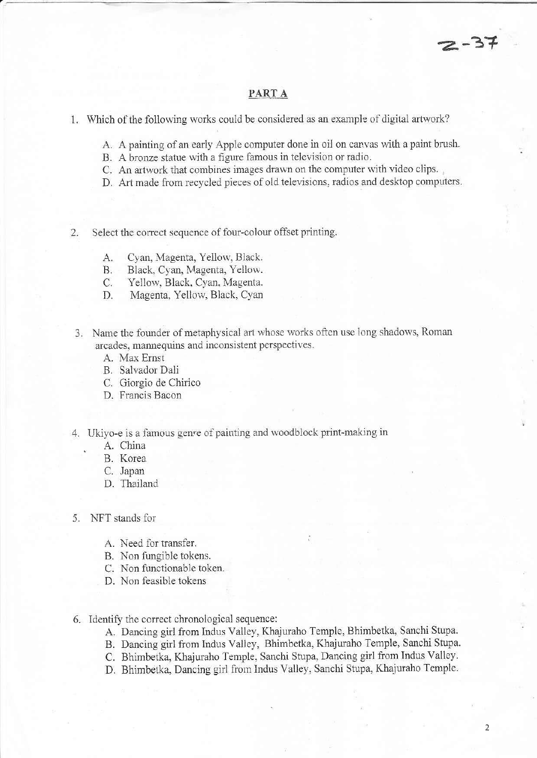Z-37

## PART A

1. Which of the following works could be considered as an example of digital artwork?

   A. A painting of an early Apple computer done in oil on canvas with a paint brush.
   B. A bronze statue with a figure famous in television or radio.
   C. An artwork that combines images drawn on the computer with video clips.
   D. Art made from recycled pieces of old televisions, radios and desktop computers.

2. Select the correct sequence of four-colour offset printing.

   A. Cyan, Magenta, Yellow, Black.
   B. Black, Cyan, Magenta, Yellow.
   C. Yellow, Black, Cyan, Magenta.
   D. Magenta, Yellow, Black, Cyan

3. Name the founder of metaphysical art whose works often use long shadows, Roman arcades, mannequins and inconsistent perspectives.

   A. Max Ernst
   B. Salvador Dali
   C. Giorgio de Chirico
   D. Francis Bacon

4. Ukiyo-e is a famous genre of painting and woodblock print-making in

   A. China
   B. Korea
   C. Japan
   D. Thailand

5. NFT stands for

   A. Need for transfer.
   B. Non fungible tokens.
   C. Non functionable token.
   D. Non feasible tokens

6. Identify the correct chronological sequence:

   A. Dancing girl from Indus Valley, Khajuraho Temple, Bhimbetka, Sanchi Stupa.
   B. Dancing girl from Indus Valley, Bhimbetka, Khajuraho Temple, Sanchi Stupa.
   C. Bhimbetka, Khajuraho Temple, Sanchi Stupa, Dancing girl from Indus Valley.
   D. Bhimbetka, Dancing girl from Indus Valley, Sanchi Stupa, Khajuraho Temple.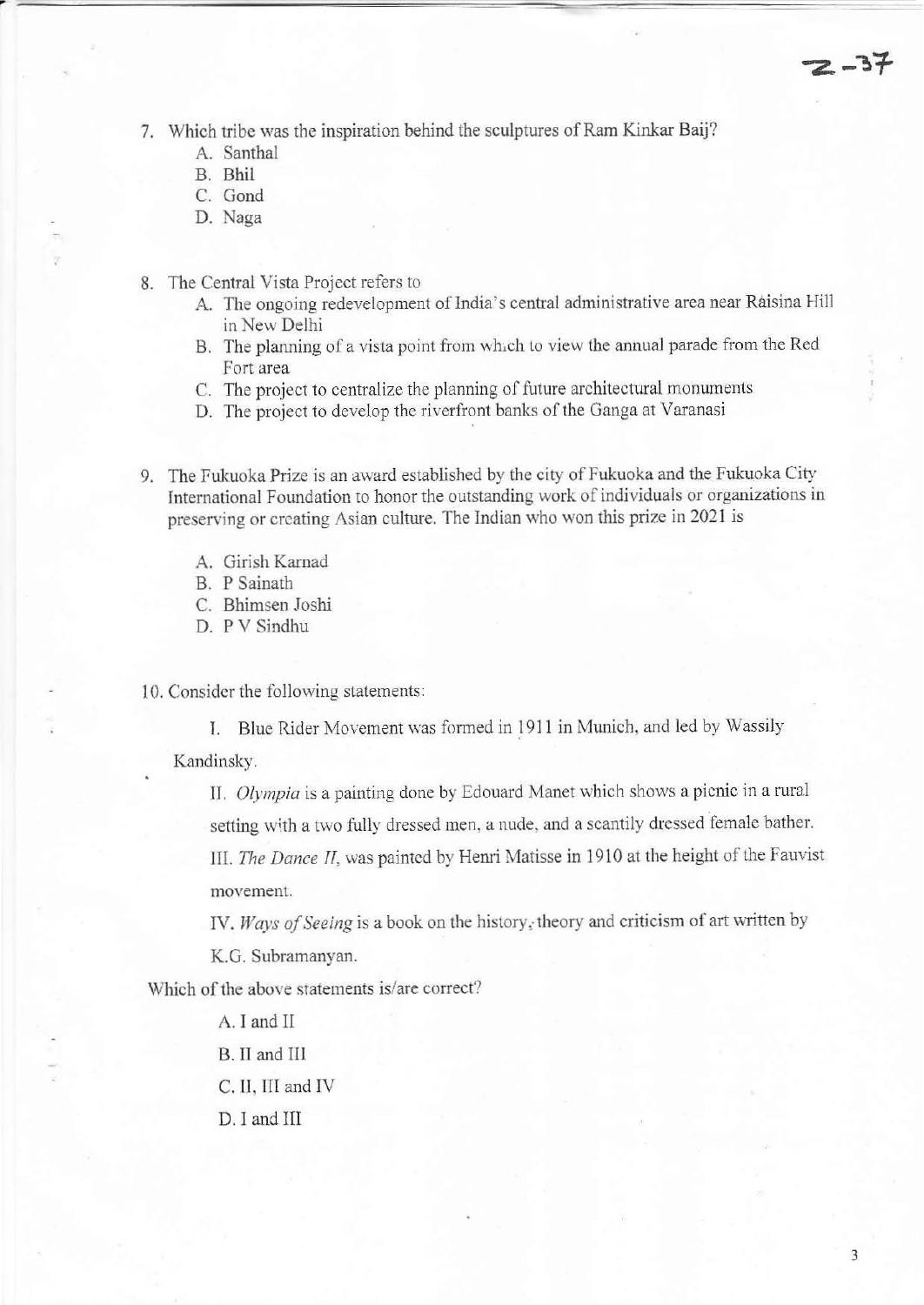7. Which tribe was the inspiration behind the sculptures of Ram Kinkar Baij?
   A. Santhal
   B. Bhil
   C. Gond
   D. Naga

8. The Central Vista Project refers to
   A. The ongoing redevelopment of India's central administrative area near Ráisina Hill in New Delhi
   B. The planning of a vista point from which to view the annual parade from the Red Fort area
   C. The project to centralize the planning of future architectural monuments
   D. The project to develop the riverfront banks of the Ganga at Varanasi

9. The Fukuoka Prize is an award established by the city of Fukuoka and the Fukuoka City International Foundation to honor the outstanding work of individuals or organizations in preserving or creating Asian culture. The Indian who won this prize in 2021 is

   A. Girish Karnad
   B. P Sainath
   C. Bhimsen Joshi
   D. P V Sindhu

10. Consider the following statements:

    I. Blue Rider Movement was formed in 1911 in Munich, and led by Wassily Kandinsky.

    II. *Olympia* is a painting done by Edouard Manet which shows a picnic in a rural setting with a two fully dressed men, a nude, and a scantily dressed female bather.

    III. *The Dance II*, was painted by Henri Matisse in 1910 at the height of the Fauvist movement.

    IV. *Ways of Seeing* is a book on the history, theory and criticism of art written by K.G. Subramanyan.

Which of the above statements is/are correct?

   A. I and II

   B. II and III

   C. II, III and IV

   D. I and III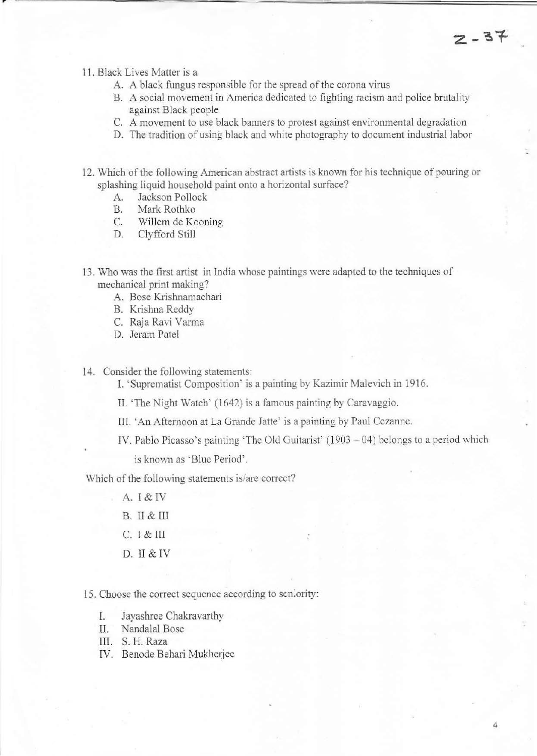11. Black Lives Matter is a
    - A. A black fungus responsible for the spread of the corona virus
    - B. A social movement in America dedicated to fighting racism and police brutality against Black people
    - C. A movement to use black banners to protest against environmental degradation
    - D. The tradition of using black and white photography to document industrial labor

12. Which of the following American abstract artists is known for his technique of pouring or splashing liquid household paint onto a horizontal surface?
    - A. Jackson Pollock
    - B. Mark Rothko
    - C. Willem de Kooning
    - D. Clyfford Still

13. Who was the first artist in India whose paintings were adapted to the techniques of mechanical print making?
    - A. Bose Krishnamachari
    - B. Krishna Reddy
    - C. Raja Ravi Varma
    - D. Jeram Patel

14. Consider the following statements:

    I. 'Suprematist Composition' is a painting by Kazimir Malevich in 1916.

    II. 'The Night Watch' (1642) is a famous painting by Caravaggio.

    III. 'An Afternoon at La Grande Jatte' is a painting by Paul Cezanne.

    IV. Pablo Picasso's painting 'The Old Guitarist' (1903 – 04) belongs to a period which is known as 'Blue Period'.

    Which of the following statements is/are correct?

    - A. I & IV
    - B. II & III
    - C. I & III
    - D. II & IV

15. Choose the correct sequence according to seniority:

    - I. Jayashree Chakravarthy
    - II. Nandalal Bose
    - III. S. H. Raza
    - IV. Benode Behari Mukherjee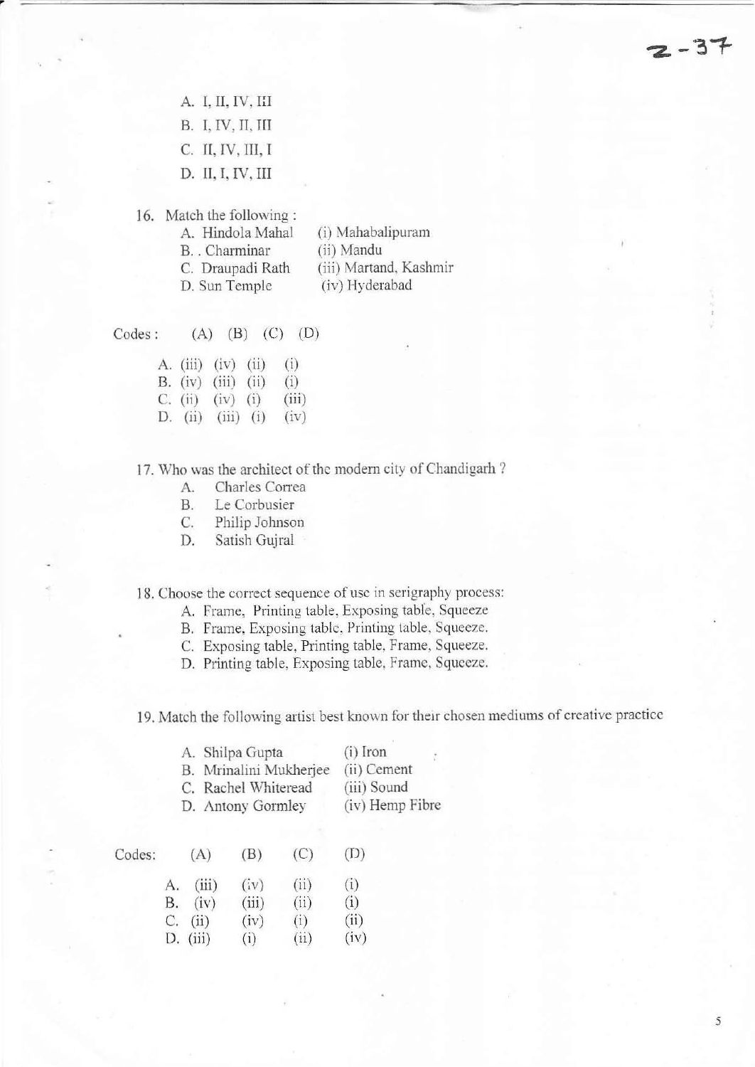A. I, II, IV, III
B. I, IV, II, III
C. II, IV, III, I
D. II, I, IV, III

16. Match the following :

| | |
|---|---|
| A. Hindola Mahal | (i) Mahabalipuram |
| B. . Charminar | (ii) Mandu |
| C. Draupadi Rath | (iii) Martand, Kashmir |
| D. Sun Temple | (iv) Hyderabad |

Codes :

| | (A) | (B) | (C) | (D) |
|---|---|---|---|---|
| A. | (iii) | (iv) | (ii) | (i) |
| B. | (iv) | (iii) | (ii) | (i) |
| C. | (ii) | (iv) | (i) | (iii) |
| D. | (ii) | (iii) | (i) | (iv) |

17. Who was the architect of the modern city of Chandigarh ?
   A. Charles Correa
   B. Le Corbusier
   C. Philip Johnson
   D. Satish Gujral

18. Choose the correct sequence of use in serigraphy process:
   A. Frame, Printing table, Exposing table, Squeeze
   B. Frame, Exposing table, Printing table, Squeeze.
   C. Exposing table, Printing table, Frame, Squeeze.
   D. Printing table, Exposing table, Frame, Squeeze.

19. Match the following artist best known for their chosen mediums of creative practice

| | |
|---|---|
| A. Shilpa Gupta | (i) Iron |
| B. Mrinalini Mukherjee | (ii) Cement |
| C. Rachel Whiteread | (iii) Sound |
| D. Antony Gormley | (iv) Hemp Fibre |

Codes:

| | (A) | (B) | (C) | (D) |
|---|---|---|---|---|
| A. | (iii) | (iv) | (ii) | (i) |
| B. | (iv) | (iii) | (ii) | (i) |
| C. | (ii) | (iv) | (i) | (ii) |
| D. | (iii) | (i) | (ii) | (iv) |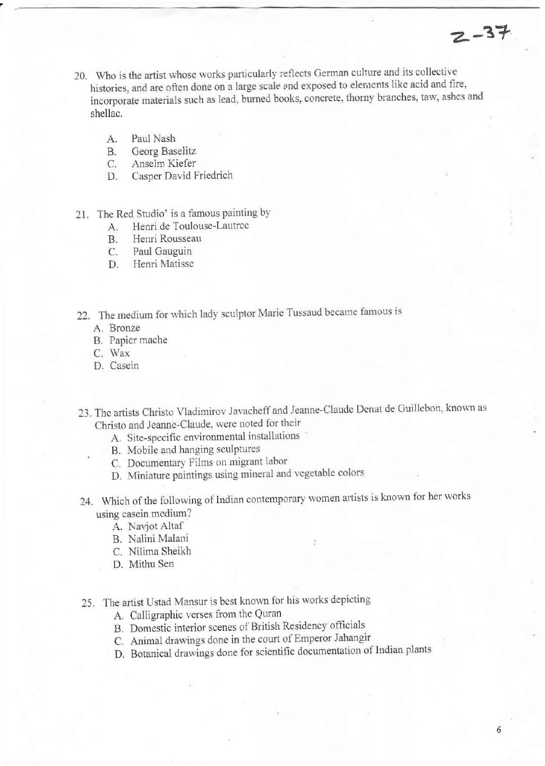20. Who is the artist whose works particularly reflects German culture and its collective histories, and are often done on a large scale and exposed to elements like acid and fire, incorporate materials such as lead, burned books, concrete, thorny branches, taw, ashes and shellac.

    A. Paul Nash
    B. Georg Baselitz
    C. Anselm Kiefer
    D. Casper David Friedrich

21. The Red Studio' is a famous painting by

    A. Henri de Toulouse-Lautrec
    B. Henri Rousseau
    C. Paul Gauguin
    D. Henri Matisse

22. The medium for which lady sculptor Marie Tussaud became famous is

    A. Bronze
    B. Papier mache
    C. Wax
    D. Casein

23. The artists Christo Vladimirov Javacheff and Jeanne-Claude Denat de Guillebon, known as Christo and Jeanne-Claude, were noted for their

    A. Site-specific environmental installations
    B. Mobile and hanging sculptures
    C. Documentary Films on migrant labor
    D. Miniature paintings using mineral and vegetable colors

24. Which of the following of Indian contemporary women artists is known for her works using casein medium?

    A. Navjot Altaf
    B. Nalini Malani
    C. Nilima Sheikh
    D. Mithu Sen

25. The artist Ustad Mansur is best known for his works depicting

    A. Calligraphic verses from the Quran
    B. Domestic interior scenes of British Residency officials
    C. Animal drawings done in the court of Emperor Jahangir
    D. Botanical drawings done for scientific documentation of Indian plants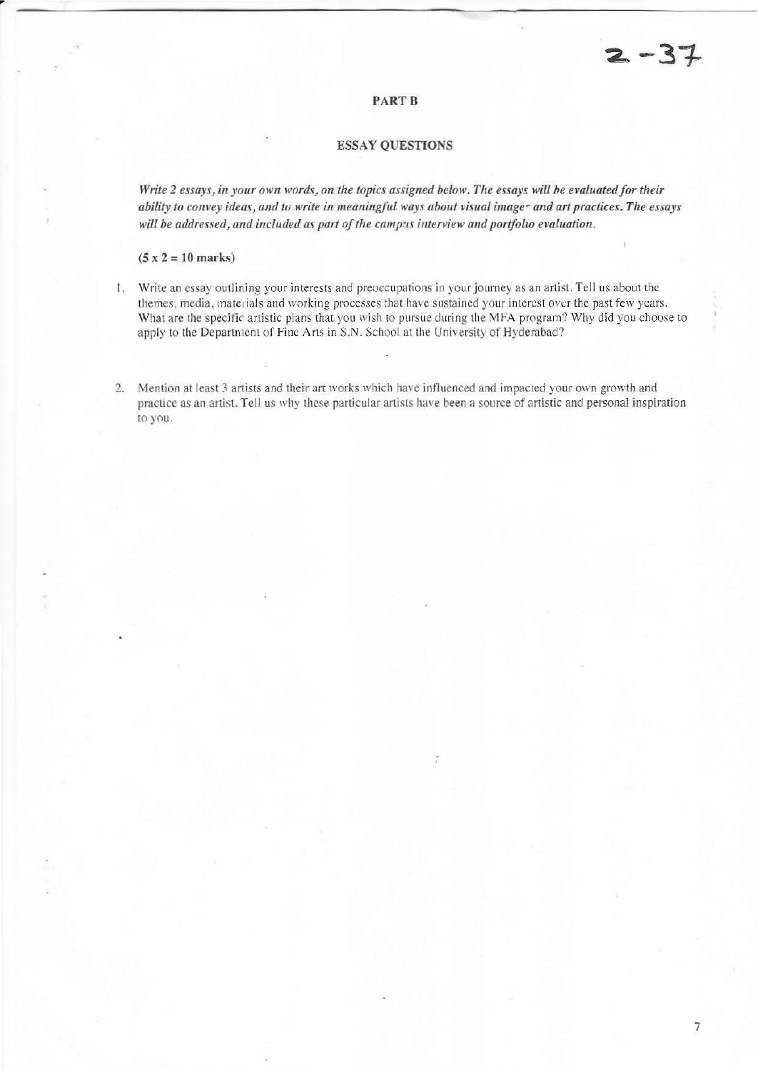2-37

## PART B

## ESSAY QUESTIONS

*Write 2 essays, in your own words, on the topics assigned below. The essays will be evaluated for their ability to convey ideas, and to write in meaningful ways about visual images and art practices. The essays will be addressed, and included as part of the campus interview and portfolio evaluation.*

**(5 x 2 = 10 marks)**

1. Write an essay outlining your interests and preoccupations in your journey as an artist. Tell us about the themes, media, materials and working processes that have sustained your interest over the past few years. What are the specific artistic plans that you wish to pursue during the MFA program? Why did you choose to apply to the Department of Fine Arts in S.N. School at the University of Hyderabad?

2. Mention at least 3 artists and their art works which have influenced and impacted your own growth and practice as an artist. Tell us why these particular artists have been a source of artistic and personal inspiration to you.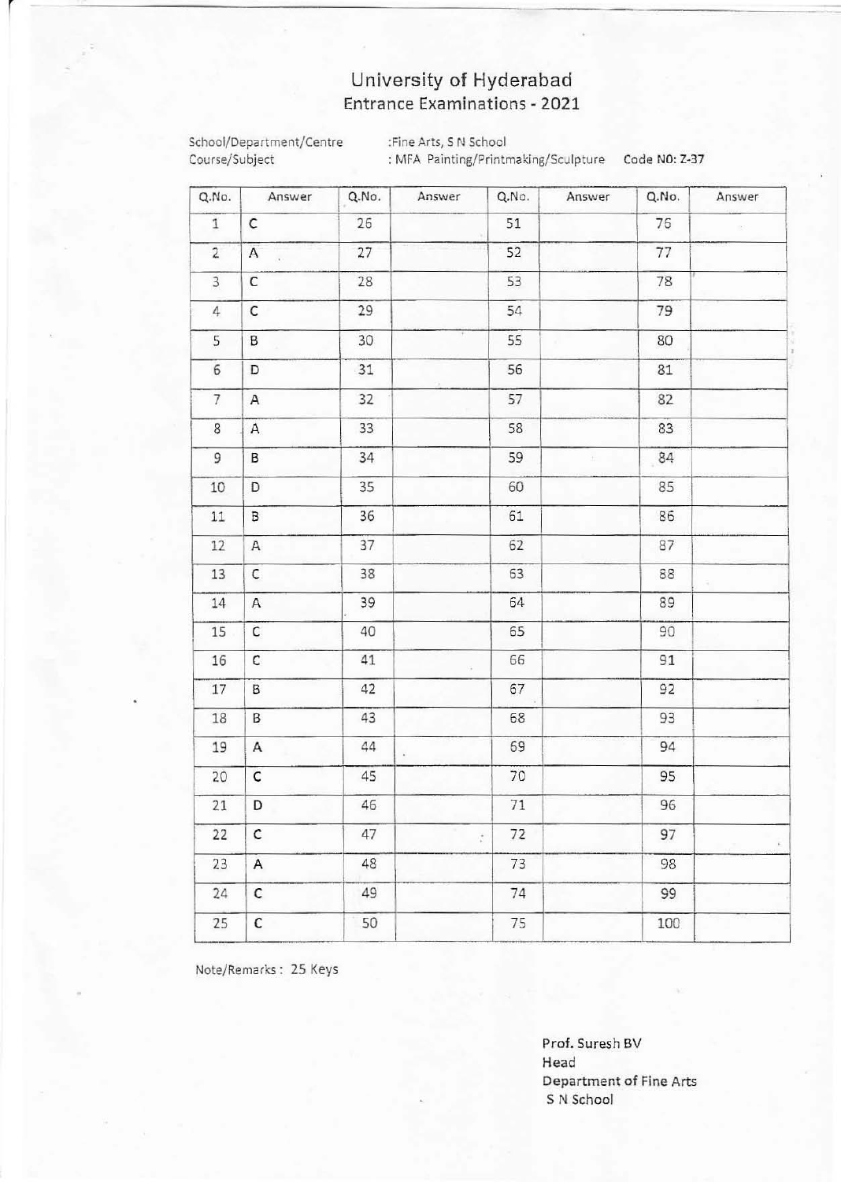# University of Hyderabad
## Entrance Examinations - 2021

School/Department/Centre :Fine Arts, S N School
Course/Subject : MFA Painting/Printmaking/Sculpture Code N0: Z-37

| Q.No. | Answer | Q.No. | Answer | Q.No. | Answer | Q.No. | Answer |
|---|---|---|---|---|---|---|---|
| 1 | C | 26 | | 51 | | 76 | |
| 2 | A | 27 | | 52 | | 77 | |
| 3 | C | 28 | | 53 | | 78 | |
| 4 | C | 29 | | 54 | | 79 | |
| 5 | B | 30 | | 55 | | 80 | |
| 6 | D | 31 | | 56 | | 81 | |
| 7 | A | 32 | | 57 | | 82 | |
| 8 | A | 33 | | 58 | | 83 | |
| 9 | B | 34 | | 59 | | 84 | |
| 10 | D | 35 | | 60 | | 85 | |
| 11 | B | 36 | | 61 | | 86 | |
| 12 | A | 37 | | 62 | | 87 | |
| 13 | C | 38 | | 63 | | 88 | |
| 14 | A | 39 | | 64 | | 89 | |
| 15 | C | 40 | | 65 | | 90 | |
| 16 | C | 41 | | 66 | | 91 | |
| 17 | B | 42 | | 67 | | 92 | |
| 18 | B | 43 | | 68 | | 93 | |
| 19 | A | 44 | | 69 | | 94 | |
| 20 | C | 45 | | 70 | | 95 | |
| 21 | D | 46 | | 71 | | 96 | |
| 22 | C | 47 | | 72 | | 97 | |
| 23 | A | 48 | | 73 | | 98 | |
| 24 | C | 49 | | 74 | | 99 | |
| 25 | C | 50 | | 75 | | 100 | |

Note/Remarks : 25 Keys

Prof. Suresh BV
Head
Department of Fine Arts
S N School